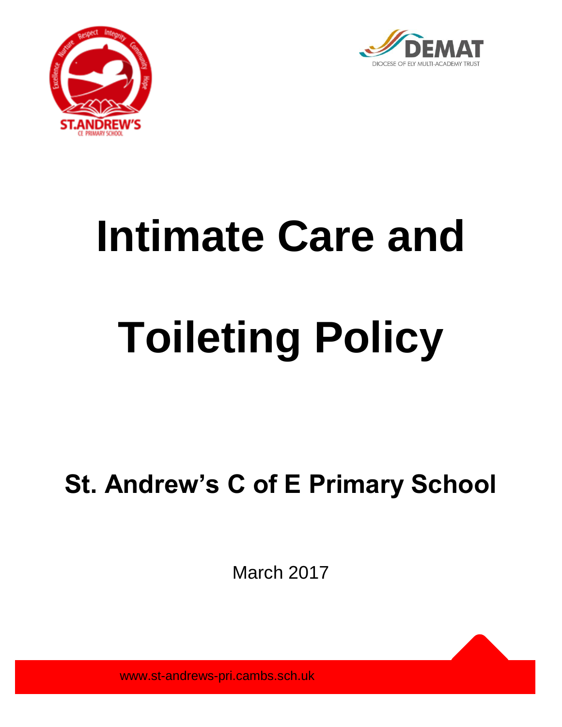# Intimate Care and Toileting Policy

## St. Andrew's C of E Primary School

March 2017

www.st-andrews-pri.cambs.sch.uk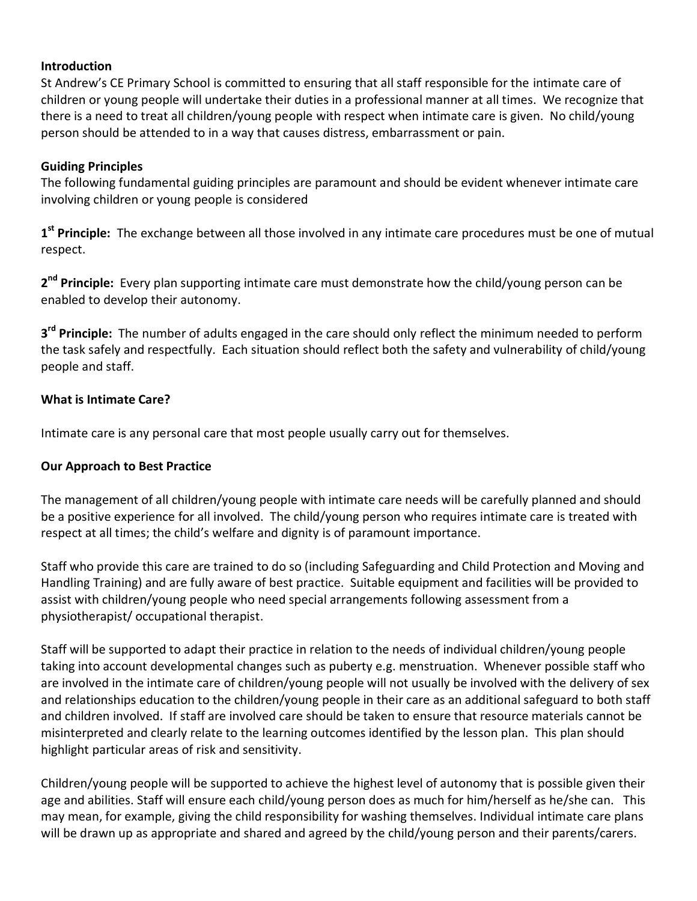**Introduction**

St Andrew's CE Primary School is committed to ensuring that all staff responsible for the intimate care of children or young people will undertake their duties in a professional manner at all times. We recognize that there is a need to treat all children/young people with respect when intimate care is given. No child/young person should be attended to in a way that causes distress, embarrassment or pain.

**Guiding Principles**

The following fundamental guiding principles are paramount and should be evident whenever intimate care involving children or young people is considered

**1st Principle:** The exchange between all those involved in any intimate care procedures must be one of mutual respect.

**2nd Principle:** Every plan supporting intimate care must demonstrate how the child/young person can be enabled to develop their autonomy.

**3rd Principle:** The number of adults engaged in the care should only reflect the minimum needed to perform the task safely and respectfully. Each situation should reflect both the safety and vulnerability of child/young people and staff.

**What is Intimate Care?**

Intimate care is any personal care that most people usually carry out for themselves.

**Our Approach to Best Practice**

The management of all children/young people with intimate care needs will be carefully planned and should be a positive experience for all involved. The child/young person who requires intimate care is treated with respect at all times; the child's welfare and dignity is of paramount importance.

Staff who provide this care are trained to do so (including Safeguarding and Child Protection and Moving and Handling Training) and are fully aware of best practice. Suitable equipment and facilities will be provided to assist with children/young people who need special arrangements following assessment from a physiotherapist/ occupational therapist.

Staff will be supported to adapt their practice in relation to the needs of individual children/young people taking into account developmental changes such as puberty e.g. menstruation. Whenever possible staff who are involved in the intimate care of children/young people will not usually be involved with the delivery of sex and relationships education to the children/young people in their care as an additional safeguard to both staff and children involved. If staff are involved care should be taken to ensure that resource materials cannot be misinterpreted and clearly relate to the learning outcomes identified by the lesson plan. This plan should highlight particular areas of risk and sensitivity.

Children/young people will be supported to achieve the highest level of autonomy that is possible given their age and abilities. Staff will ensure each child/young person does as much for him/herself as he/she can. This may mean, for example, giving the child responsibility for washing themselves. Individual intimate care plans will be drawn up as appropriate and shared and agreed by the child/young person and their parents/carers.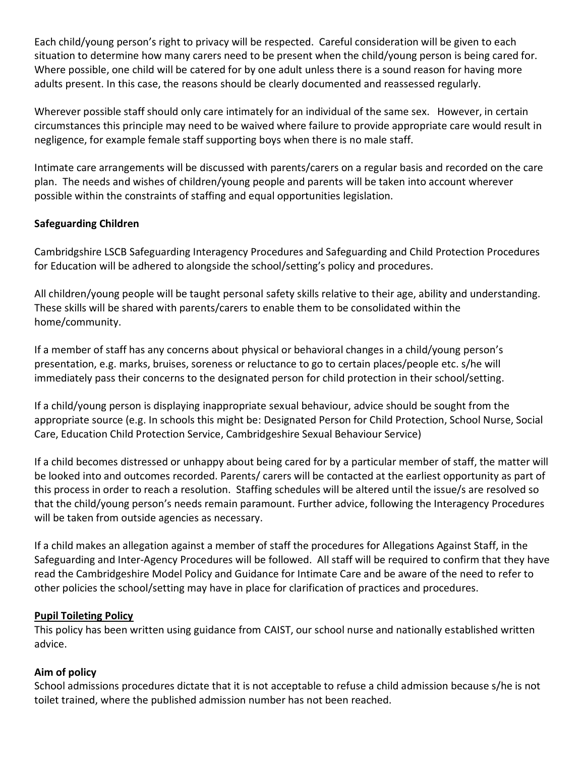Each child/young person's right to privacy will be respected. Careful consideration will be given to each situation to determine how many carers need to be present when the child/young person is being cared for. Where possible, one child will be catered for by one adult unless there is a sound reason for having more adults present. In this case, the reasons should be clearly documented and reassessed regularly.

Wherever possible staff should only care intimately for an individual of the same sex. However, in certain circumstances this principle may need to be waived where failure to provide appropriate care would result in negligence, for example female staff supporting boys when there is no male staff.

Intimate care arrangements will be discussed with parents/carers on a regular basis and recorded on the care plan. The needs and wishes of children/young people and parents will be taken into account wherever possible within the constraints of staffing and equal opportunities legislation.

**Safeguarding Children**

Cambridgeshire LSCB Safeguarding Interagency Procedures and Safeguarding and Child Protection Procedures for Education will be adhered to alongside the school/setting's policy and procedures.

All children/young people will be taught personal safety skills relative to their age, ability and understanding. These skills will be shared with parents/carers to enable them to be consolidated within the home/community.

If a member of staff has any concerns about physical or behavioral changes in a child/young person's presentation, e.g. marks, bruises, soreness or reluctance to go to certain places/people etc. s/he will immediately pass their concerns to the designated person for child protection in their school/setting.

If a child/young person is displaying inappropriate sexual behaviour, advice should be sought from the appropriate source (e.g. In schools this might be: Designated Person for Child Protection, School Nurse, Social Care, Education Child Protection Service, Cambridgeshire Sexual Behaviour Service)

If a child becomes distressed or unhappy about being cared for by a particular member of staff, the matter will be looked into and outcomes recorded. Parents/ carers will be contacted at the earliest opportunity as part of this process in order to reach a resolution. Staffing schedules will be altered until the issue/s are resolved so that the child/young person's needs remain paramount. Further advice, following the Interagency Procedures will be taken from outside agencies as necessary.

If a child makes an allegation against a member of staff the procedures for Allegations Against Staff, in the Safeguarding and Inter-Agency Procedures will be followed. All staff will be required to confirm that they have read the Cambridgeshire Model Policy and Guidance for Intimate Care and be aware of the need to refer to other policies the school/setting may have in place for clarification of practices and procedures.

**Pupil Toileting Policy**

This policy has been written using guidance from CAIST, our school nurse and nationally established written advice.

**Aim of policy**

School admissions procedures dictate that it is not acceptable to refuse a child admission because s/he is not toilet trained, where the published admission number has not been reached.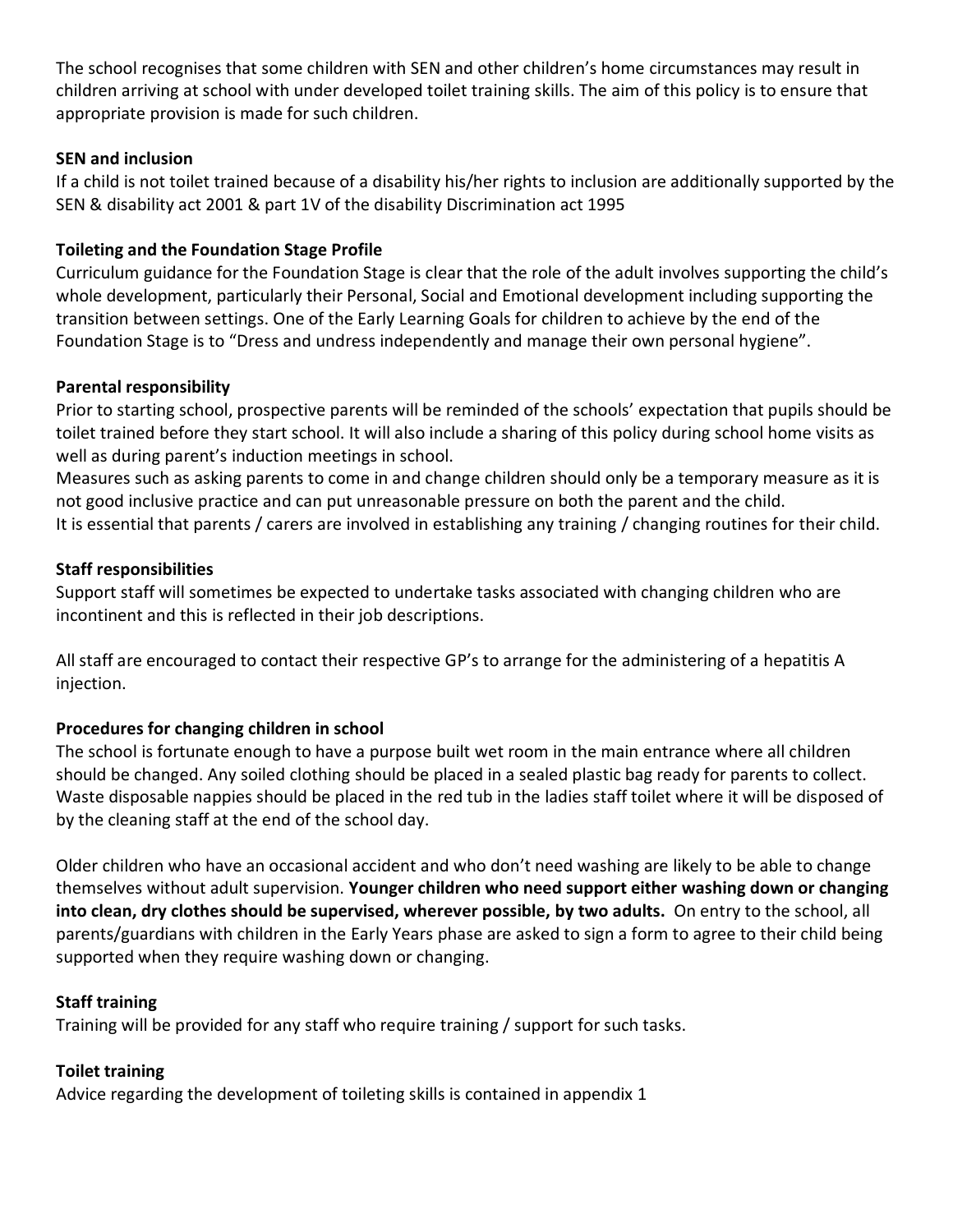The school recognises that some children with SEN and other children's home circumstances may result in children arriving at school with under developed toilet training skills. The aim of this policy is to ensure that appropriate provision is made for such children.

**SEN and inclusion**

If a child is not toilet trained because of a disability his/her rights to inclusion are additionally supported by the SEN & disability act 2001 & part 1V of the disability Discrimination act 1995

**Toileting and the Foundation Stage Profile**

Curriculum guidance for the Foundation Stage is clear that the role of the adult involves supporting the child's whole development, particularly their Personal, Social and Emotional development including supporting the transition between settings. One of the Early Learning Goals for children to achieve by the end of the Foundation Stage is to "Dress and undress independently and manage their own personal hygiene".

**Parental responsibility**

Prior to starting school, prospective parents will be reminded of the schools' expectation that pupils should be toilet trained before they start school. It will also include a sharing of this policy during school home visits as well as during parent's induction meetings in school.

Measures such as asking parents to come in and change children should only be a temporary measure as it is not good inclusive practice and can put unreasonable pressure on both the parent and the child.

It is essential that parents / carers are involved in establishing any training / changing routines for their child.

**Staff responsibilities**

Support staff will sometimes be expected to undertake tasks associated with changing children who are incontinent and this is reflected in their job descriptions.

All staff are encouraged to contact their respective GP's to arrange for the administering of a hepatitis A injection.

**Procedures for changing children in school**

The school is fortunate enough to have a purpose built wet room in the main entrance where all children should be changed. Any soiled clothing should be placed in a sealed plastic bag ready for parents to collect. Waste disposable nappies should be placed in the red tub in the ladies staff toilet where it will be disposed of by the cleaning staff at the end of the school day.

Older children who have an occasional accident and who don't need washing are likely to be able to change themselves without adult supervision. **Younger children who need support either washing down or changing into clean, dry clothes should be supervised, wherever possible, by two adults.** On entry to the school, all parents/guardians with children in the Early Years phase are asked to sign a form to agree to their child being supported when they require washing down or changing.

**Staff training**

Training will be provided for any staff who require training / support for such tasks.

**Toilet training**

Advice regarding the development of toileting skills is contained in appendix 1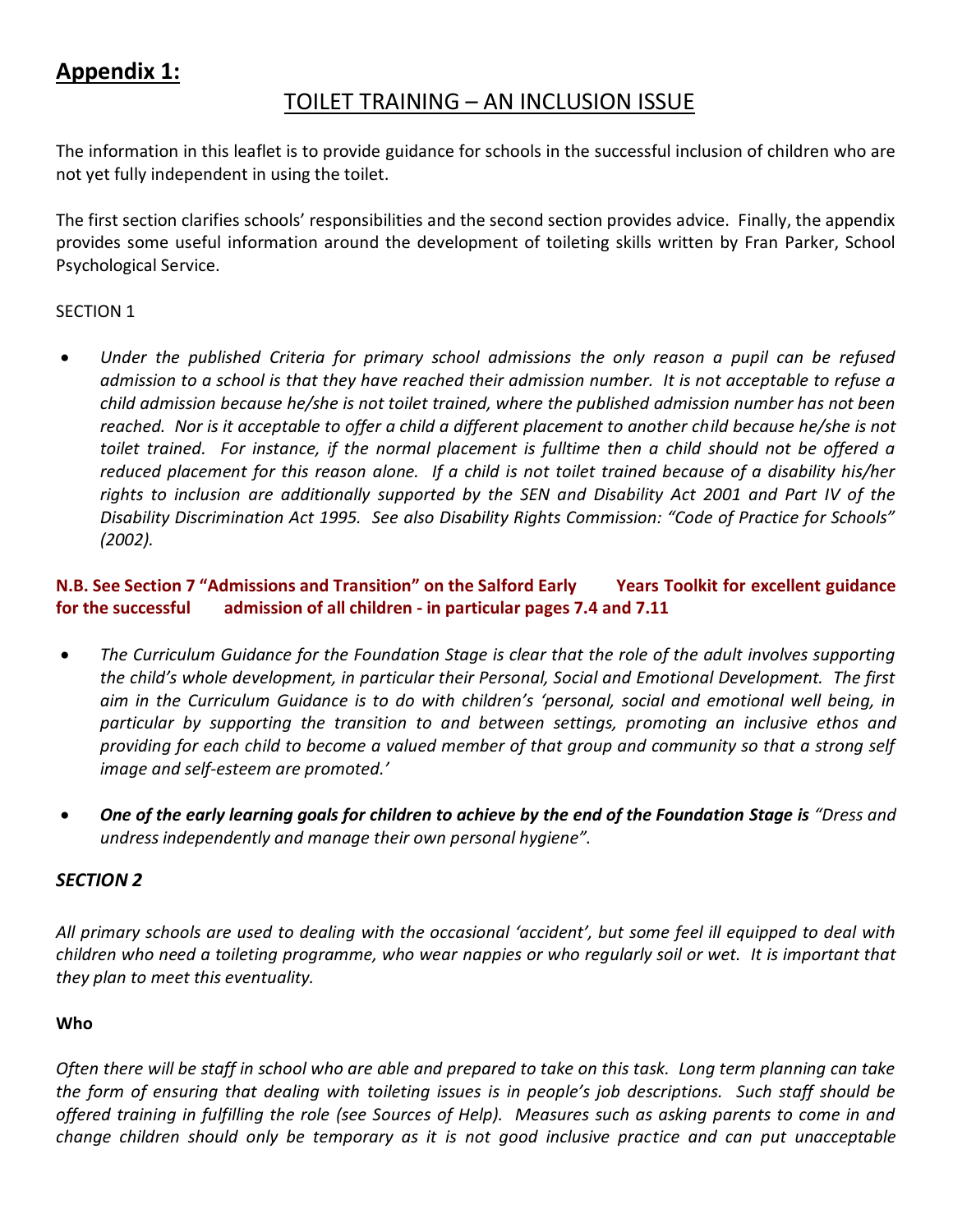## **Appendix 1:**

# TOILET TRAINING – AN INCLUSION ISSUE

The information in this leaflet is to provide guidance for schools in the successful inclusion of children who are not yet fully independent in using the toilet.

The first section clarifies schools' responsibilities and the second section provides advice. Finally, the appendix provides some useful information around the development of toileting skills written by Fran Parker, School Psychological Service.

SECTION 1

- *Under the published Criteria for primary school admissions the only reason a pupil can be refused admission to a school is that they have reached their admission number. It is not acceptable to refuse a child admission because he/she is not toilet trained, where the published admission number has not been reached. Nor is it acceptable to offer a child a different placement to another child because he/she is not toilet trained. For instance, if the normal placement is fulltime then a child should not be offered a reduced placement for this reason alone. If a child is not toilet trained because of a disability his/her rights to inclusion are additionally supported by the SEN and Disability Act 2001 and Part IV of the Disability Discrimination Act 1995. See also Disability Rights Commission: "Code of Practice for Schools" (2002).*

**N.B. See Section 7 "Admissions and Transition" on the Salford Early Years Toolkit for excellent guidance for the successful admission of all children - in particular pages 7.4 and 7.11**

- *The Curriculum Guidance for the Foundation Stage is clear that the role of the adult involves supporting the child's whole development, in particular their Personal, Social and Emotional Development. The first aim in the Curriculum Guidance is to do with children's 'personal, social and emotional well being, in particular by supporting the transition to and between settings, promoting an inclusive ethos and providing for each child to become a valued member of that group and community so that a strong self image and self-esteem are promoted.'*
- ***One of the early learning goals for children to achieve by the end of the Foundation Stage is** "Dress and undress independently and manage their own personal hygiene".*

## *SECTION 2*

*All primary schools are used to dealing with the occasional 'accident', but some feel ill equipped to deal with children who need a toileting programme, who wear nappies or who regularly soil or wet. It is important that they plan to meet this eventuality.*

**Who**

*Often there will be staff in school who are able and prepared to take on this task. Long term planning can take the form of ensuring that dealing with toileting issues is in people's job descriptions. Such staff should be offered training in fulfilling the role (see Sources of Help). Measures such as asking parents to come in and change children should only be temporary as it is not good inclusive practice and can put unacceptable*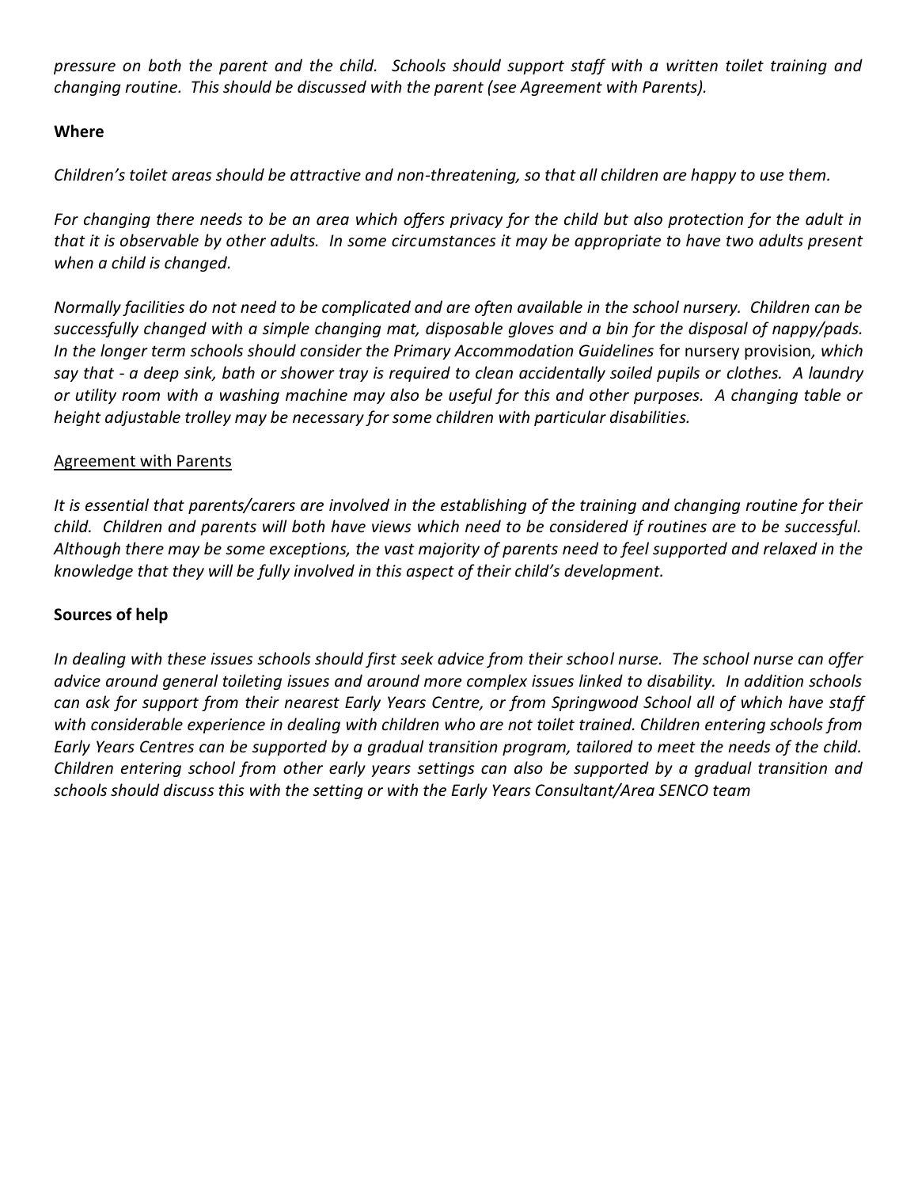*pressure on both the parent and the child. Schools should support staff with a written toilet training and changing routine. This should be discussed with the parent (see Agreement with Parents).*

**Where**

*Children's toilet areas should be attractive and non-threatening, so that all children are happy to use them.*

*For changing there needs to be an area which offers privacy for the child but also protection for the adult in that it is observable by other adults. In some circumstances it may be appropriate to have two adults present when a child is changed.*

*Normally facilities do not need to be complicated and are often available in the school nursery. Children can be successfully changed with a simple changing mat, disposable gloves and a bin for the disposal of nappy/pads. In the longer term schools should consider the Primary Accommodation Guidelines* for nursery provision*, which say that - a deep sink, bath or shower tray is required to clean accidentally soiled pupils or clothes. A laundry or utility room with a washing machine may also be useful for this and other purposes. A changing table or height adjustable trolley may be necessary for some children with particular disabilities.*

<u>Agreement with Parents</u>

*It is essential that parents/carers are involved in the establishing of the training and changing routine for their child. Children and parents will both have views which need to be considered if routines are to be successful. Although there may be some exceptions, the vast majority of parents need to feel supported and relaxed in the knowledge that they will be fully involved in this aspect of their child's development.*

**Sources of help**

*In dealing with these issues schools should first seek advice from their school nurse. The school nurse can offer advice around general toileting issues and around more complex issues linked to disability. In addition schools can ask for support from their nearest Early Years Centre, or from Springwood School all of which have staff with considerable experience in dealing with children who are not toilet trained. Children entering schools from Early Years Centres can be supported by a gradual transition program, tailored to meet the needs of the child. Children entering school from other early years settings can also be supported by a gradual transition and schools should discuss this with the setting or with the Early Years Consultant/Area SENCO team*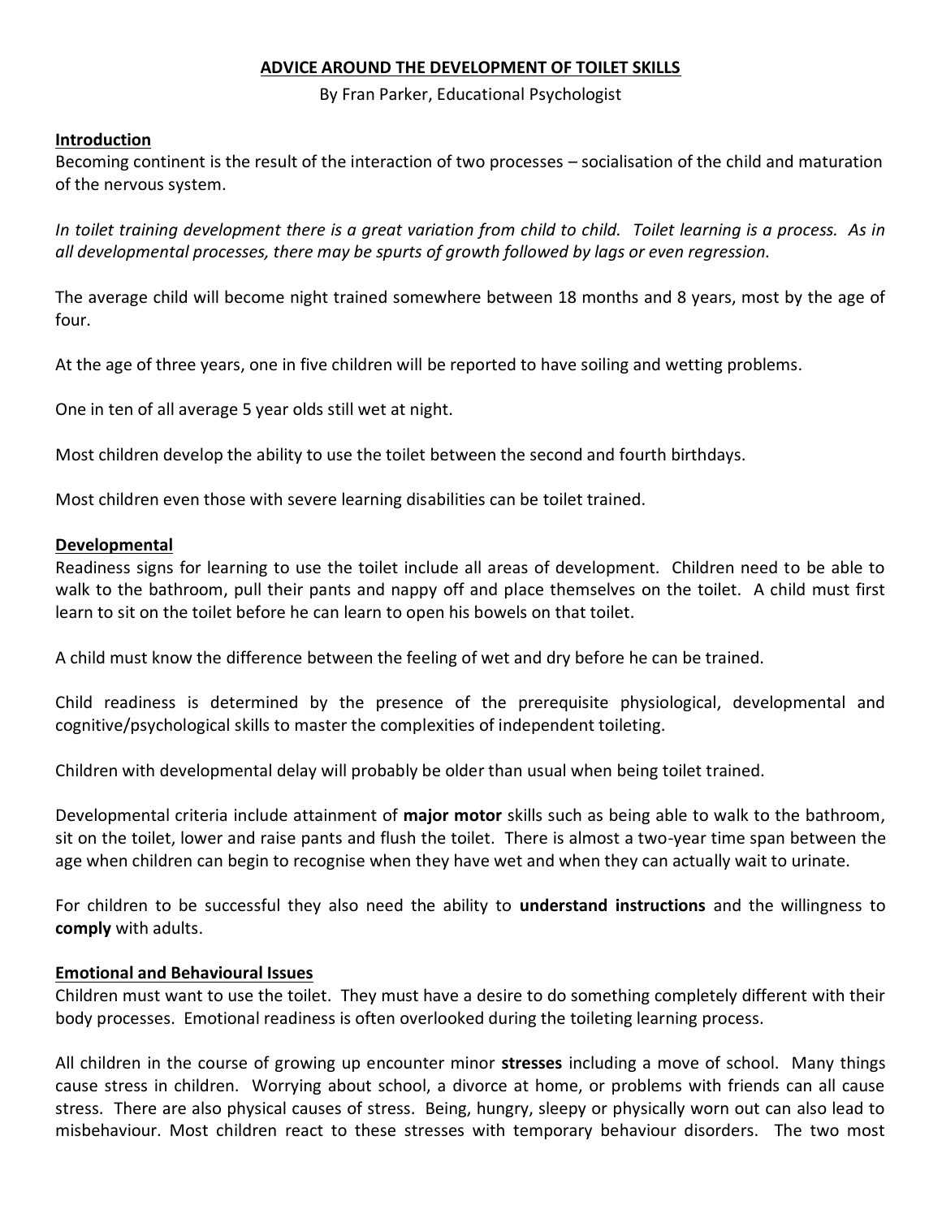# ADVICE AROUND THE DEVELOPMENT OF TOILET SKILLS

By Fran Parker, Educational Psychologist

## Introduction

Becoming continent is the result of the interaction of two processes – socialisation of the child and maturation of the nervous system.

*In toilet training development there is a great variation from child to child. Toilet learning is a process. As in all developmental processes, there may be spurts of growth followed by lags or even regression.*

The average child will become night trained somewhere between 18 months and 8 years, most by the age of four.

At the age of three years, one in five children will be reported to have soiling and wetting problems.

One in ten of all average 5 year olds still wet at night.

Most children develop the ability to use the toilet between the second and fourth birthdays.

Most children even those with severe learning disabilities can be toilet trained.

## Developmental

Readiness signs for learning to use the toilet include all areas of development. Children need to be able to walk to the bathroom, pull their pants and nappy off and place themselves on the toilet. A child must first learn to sit on the toilet before he can learn to open his bowels on that toilet.

A child must know the difference between the feeling of wet and dry before he can be trained.

Child readiness is determined by the presence of the prerequisite physiological, developmental and cognitive/psychological skills to master the complexities of independent toileting.

Children with developmental delay will probably be older than usual when being toilet trained.

Developmental criteria include attainment of **major motor** skills such as being able to walk to the bathroom, sit on the toilet, lower and raise pants and flush the toilet. There is almost a two-year time span between the age when children can begin to recognise when they have wet and when they can actually wait to urinate.

For children to be successful they also need the ability to **understand instructions** and the willingness to **comply** with adults.

## Emotional and Behavioural Issues

Children must want to use the toilet. They must have a desire to do something completely different with their body processes. Emotional readiness is often overlooked during the toileting learning process.

All children in the course of growing up encounter minor **stresses** including a move of school. Many things cause stress in children. Worrying about school, a divorce at home, or problems with friends can all cause stress. There are also physical causes of stress. Being, hungry, sleepy or physically worn out can also lead to misbehaviour. Most children react to these stresses with temporary behaviour disorders. The two most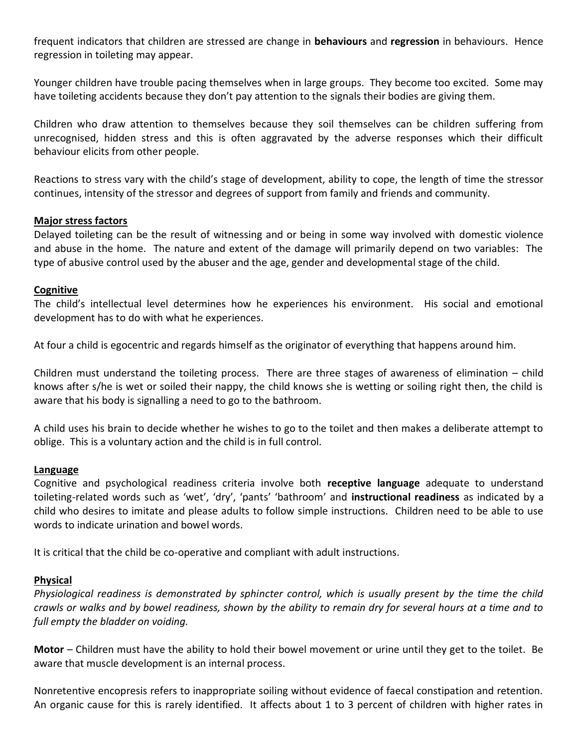frequent indicators that children are stressed are change in **behaviours** and **regression** in behaviours. Hence regression in toileting may appear.

Younger children have trouble pacing themselves when in large groups. They become too excited. Some may have toileting accidents because they don't pay attention to the signals their bodies are giving them.

Children who draw attention to themselves because they soil themselves can be children suffering from unrecognised, hidden stress and this is often aggravated by the adverse responses which their difficult behaviour elicits from other people.

Reactions to stress vary with the child's stage of development, ability to cope, the length of time the stressor continues, intensity of the stressor and degrees of support from family and friends and community.

**Major stress factors**

Delayed toileting can be the result of witnessing and or being in some way involved with domestic violence and abuse in the home. The nature and extent of the damage will primarily depend on two variables: The type of abusive control used by the abuser and the age, gender and developmental stage of the child.

**Cognitive**

The child's intellectual level determines how he experiences his environment. His social and emotional development has to do with what he experiences.

At four a child is egocentric and regards himself as the originator of everything that happens around him.

Children must understand the toileting process. There are three stages of awareness of elimination – child knows after s/he is wet or soiled their nappy, the child knows she is wetting or soiling right then, the child is aware that his body is signalling a need to go to the bathroom.

A child uses his brain to decide whether he wishes to go to the toilet and then makes a deliberate attempt to oblige. This is a voluntary action and the child is in full control.

**Language**

Cognitive and psychological readiness criteria involve both **receptive language** adequate to understand toileting-related words such as 'wet', 'dry', 'pants' 'bathroom' and **instructional readiness** as indicated by a child who desires to imitate and please adults to follow simple instructions. Children need to be able to use words to indicate urination and bowel words.

It is critical that the child be co-operative and compliant with adult instructions.

**Physical**

*Physiological readiness is demonstrated by sphincter control, which is usually present by the time the child crawls or walks and by bowel readiness, shown by the ability to remain dry for several hours at a time and to full empty the bladder on voiding.*

**Motor** – Children must have the ability to hold their bowel movement or urine until they get to the toilet. Be aware that muscle development is an internal process.

Nonretentive encopresis refers to inappropriate soiling without evidence of faecal constipation and retention. An organic cause for this is rarely identified. It affects about 1 to 3 percent of children with higher rates in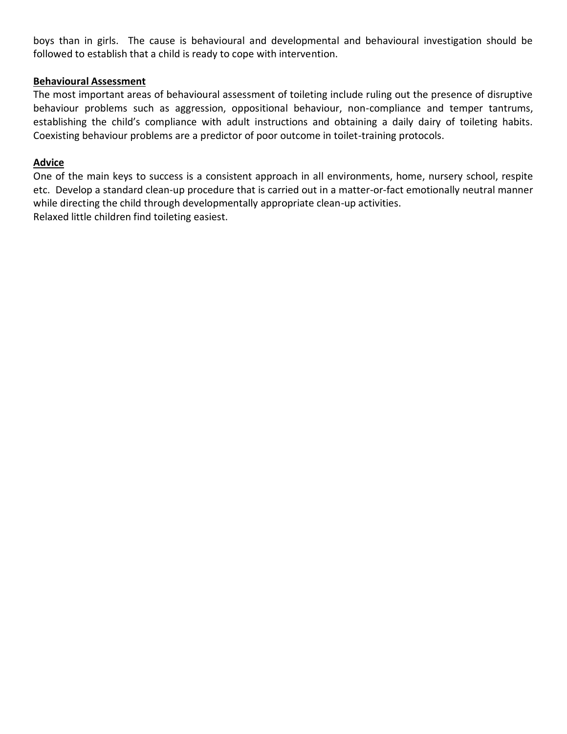boys than in girls. The cause is behavioural and developmental and behavioural investigation should be followed to establish that a child is ready to cope with intervention.

**Behavioural Assessment**

The most important areas of behavioural assessment of toileting include ruling out the presence of disruptive behaviour problems such as aggression, oppositional behaviour, non-compliance and temper tantrums, establishing the child's compliance with adult instructions and obtaining a daily dairy of toileting habits. Coexisting behaviour problems are a predictor of poor outcome in toilet-training protocols.

**Advice**

One of the main keys to success is a consistent approach in all environments, home, nursery school, respite etc. Develop a standard clean-up procedure that is carried out in a matter-or-fact emotionally neutral manner while directing the child through developmentally appropriate clean-up activities.

Relaxed little children find toileting easiest.